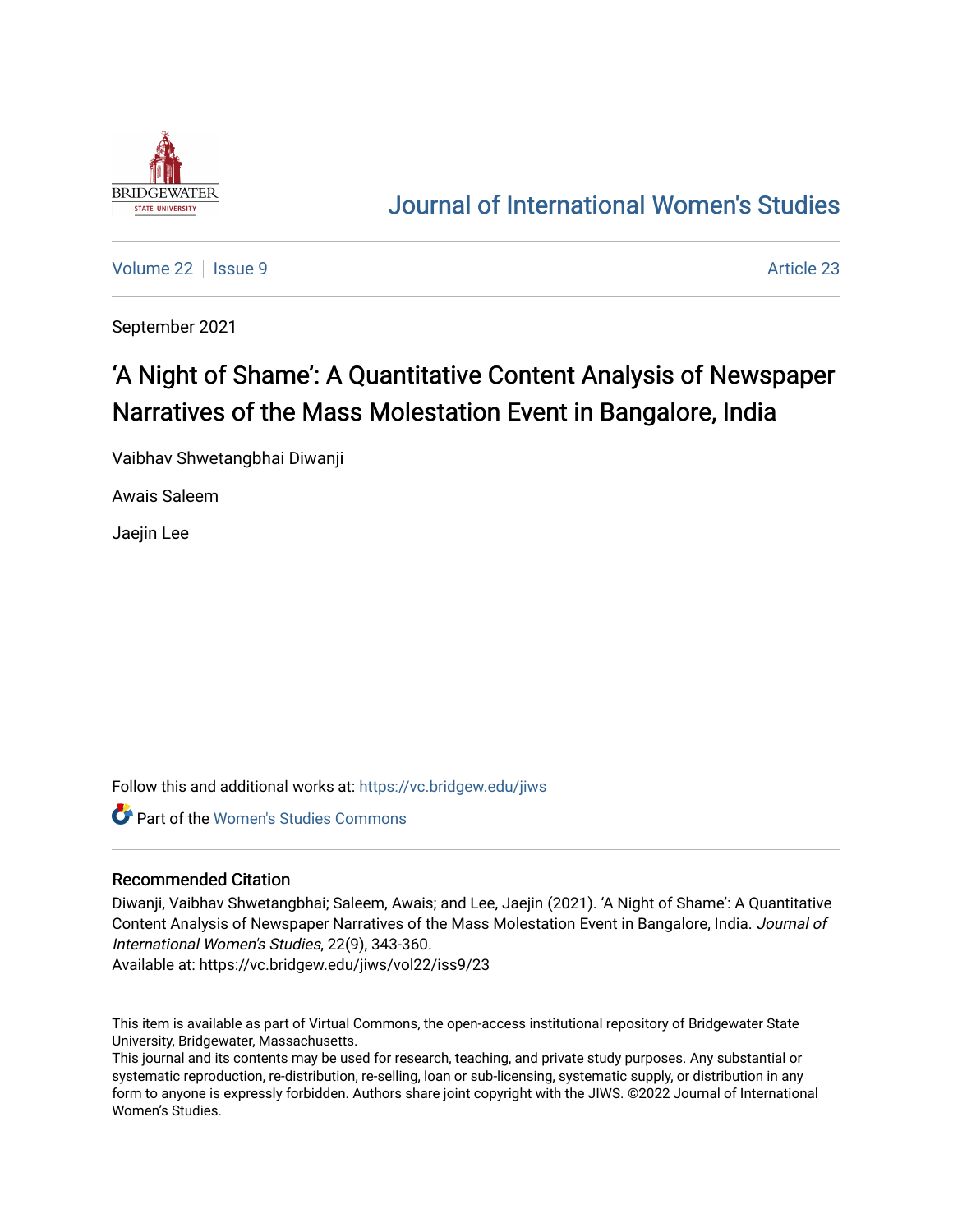# Journal of International Women's Studies

Volume 22 | Issue 9 | Article 23

September 2021

## 'A Night of Shame': A Quantitative Content Analysis of Newspaper Narratives of the Mass Molestation Event in Bangalore, India

Vaibhav Shwetangbhai Diwanji

Awais Saleem

Jaejin Lee

Follow this and additional works at: https://vc.bridgew.edu/jiws

Part of the Women's Studies Commons

### Recommended Citation

Diwanji, Vaibhav Shwetangbhai; Saleem, Awais; and Lee, Jaejin (2021). 'A Night of Shame': A Quantitative Content Analysis of Newspaper Narratives of the Mass Molestation Event in Bangalore, India. *Journal of International Women's Studies*, 22(9), 343-360.

Available at: https://vc.bridgew.edu/jiws/vol22/iss9/23

This item is available as part of Virtual Commons, the open-access institutional repository of Bridgewater State University, Bridgewater, Massachusetts.

This journal and its contents may be used for research, teaching, and private study purposes. Any substantial or systematic reproduction, re-distribution, re-selling, loan or sub-licensing, systematic supply, or distribution in any form to anyone is expressly forbidden. Authors share joint copyright with the JIWS. ©2022 Journal of International Women's Studies.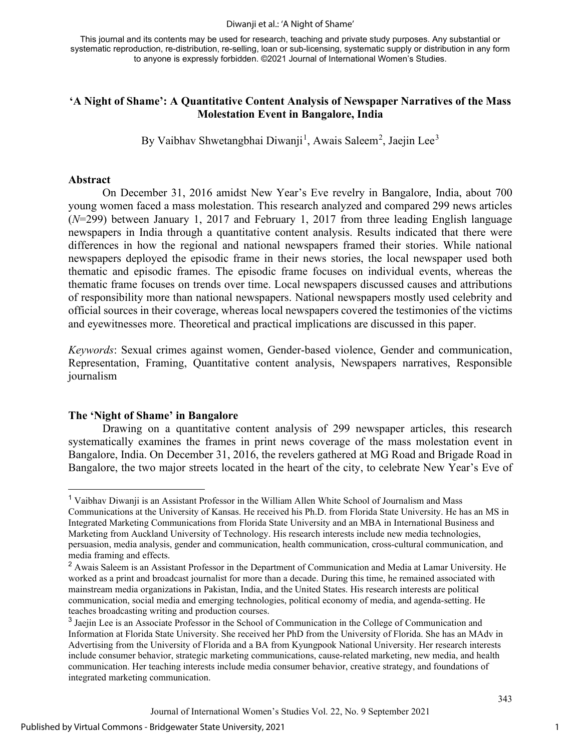This journal and its contents may be used for research, teaching and private study purposes. Any substantial or systematic reproduction, re-distribution, re-selling, loan or sub-licensing, systematic supply or distribution in any form to anyone is expressly forbidden. ©2021 Journal of International Women's Studies.

# 'A Night of Shame': A Quantitative Content Analysis of Newspaper Narratives of the Mass Molestation Event in Bangalore, India

By Vaibhav Shwetangbhai Diwanji[1], Awais Saleem[2], Jaejin Lee[3]

## Abstract

On December 31, 2016 amidst New Year's Eve revelry in Bangalore, India, about 700 young women faced a mass molestation. This research analyzed and compared 299 news articles ($N$=299) between January 1, 2017 and February 1, 2017 from three leading English language newspapers in India through a quantitative content analysis. Results indicated that there were differences in how the regional and national newspapers framed their stories. While national newspapers deployed the episodic frame in their news stories, the local newspaper used both thematic and episodic frames. The episodic frame focuses on individual events, whereas the thematic frame focuses on trends over time. Local newspapers discussed causes and attributions of responsibility more than national newspapers. National newspapers mostly used celebrity and official sources in their coverage, whereas local newspapers covered the testimonies of the victims and eyewitnesses more. Theoretical and practical implications are discussed in this paper.

*Keywords*: Sexual crimes against women, Gender-based violence, Gender and communication, Representation, Framing, Quantitative content analysis, Newspapers narratives, Responsible journalism

## The 'Night of Shame' in Bangalore

Drawing on a quantitative content analysis of 299 newspaper articles, this research systematically examines the frames in print news coverage of the mass molestation event in Bangalore, India. On December 31, 2016, the revelers gathered at MG Road and Brigade Road in Bangalore, the two major streets located in the heart of the city, to celebrate New Year's Eve of

---

[1] Vaibhav Diwanji is an Assistant Professor in the William Allen White School of Journalism and Mass Communications at the University of Kansas. He received his Ph.D. from Florida State University. He has an MS in Integrated Marketing Communications from Florida State University and an MBA in International Business and Marketing from Auckland University of Technology. His research interests include new media technologies, persuasion, media analysis, gender and communication, health communication, cross-cultural communication, and media framing and effects.

[2] Awais Saleem is an Assistant Professor in the Department of Communication and Media at Lamar University. He worked as a print and broadcast journalist for more than a decade. During this time, he remained associated with mainstream media organizations in Pakistan, India, and the United States. His research interests are political communication, social media and emerging technologies, political economy of media, and agenda-setting. He teaches broadcasting writing and production courses.

[3] Jaejin Lee is an Associate Professor in the School of Communication in the College of Communication and Information at Florida State University. She received her PhD from the University of Florida. She has an MAdv in Advertising from the University of Florida and a BA from Kyungpook National University. Her research interests include consumer behavior, strategic marketing communications, cause-related marketing, new media, and health communication. Her teaching interests include media consumer behavior, creative strategy, and foundations of integrated marketing communication.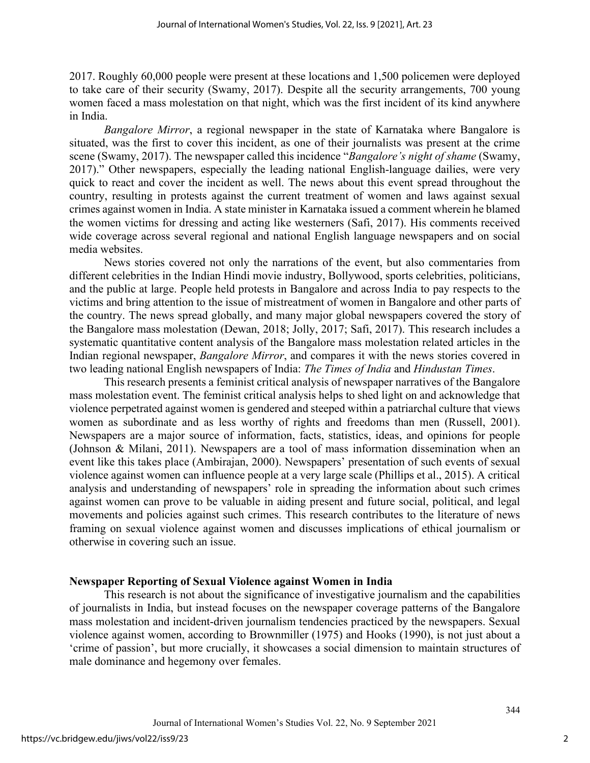2017. Roughly 60,000 people were present at these locations and 1,500 policemen were deployed to take care of their security (Swamy, 2017). Despite all the security arrangements, 700 young women faced a mass molestation on that night, which was the first incident of its kind anywhere in India.

*Bangalore Mirror*, a regional newspaper in the state of Karnataka where Bangalore is situated, was the first to cover this incident, as one of their journalists was present at the crime scene (Swamy, 2017). The newspaper called this incidence "*Bangalore's night of shame* (Swamy, 2017)." Other newspapers, especially the leading national English-language dailies, were very quick to react and cover the incident as well. The news about this event spread throughout the country, resulting in protests against the current treatment of women and laws against sexual crimes against women in India. A state minister in Karnataka issued a comment wherein he blamed the women victims for dressing and acting like westerners (Safi, 2017). His comments received wide coverage across several regional and national English language newspapers and on social media websites.

News stories covered not only the narrations of the event, but also commentaries from different celebrities in the Indian Hindi movie industry, Bollywood, sports celebrities, politicians, and the public at large. People held protests in Bangalore and across India to pay respects to the victims and bring attention to the issue of mistreatment of women in Bangalore and other parts of the country. The news spread globally, and many major global newspapers covered the story of the Bangalore mass molestation (Dewan, 2018; Jolly, 2017; Safi, 2017). This research includes a systematic quantitative content analysis of the Bangalore mass molestation related articles in the Indian regional newspaper, *Bangalore Mirror*, and compares it with the news stories covered in two leading national English newspapers of India: *The Times of India* and *Hindustan Times*.

This research presents a feminist critical analysis of newspaper narratives of the Bangalore mass molestation event. The feminist critical analysis helps to shed light on and acknowledge that violence perpetrated against women is gendered and steeped within a patriarchal culture that views women as subordinate and as less worthy of rights and freedoms than men (Russell, 2001). Newspapers are a major source of information, facts, statistics, ideas, and opinions for people (Johnson & Milani, 2011). Newspapers are a tool of mass information dissemination when an event like this takes place (Ambirajan, 2000). Newspapers' presentation of such events of sexual violence against women can influence people at a very large scale (Phillips et al., 2015). A critical analysis and understanding of newspapers' role in spreading the information about such crimes against women can prove to be valuable in aiding present and future social, political, and legal movements and policies against such crimes. This research contributes to the literature of news framing on sexual violence against women and discusses implications of ethical journalism or otherwise in covering such an issue.

## Newspaper Reporting of Sexual Violence against Women in India

This research is not about the significance of investigative journalism and the capabilities of journalists in India, but instead focuses on the newspaper coverage patterns of the Bangalore mass molestation and incident-driven journalism tendencies practiced by the newspapers. Sexual violence against women, according to Brownmiller (1975) and Hooks (1990), is not just about a 'crime of passion', but more crucially, it showcases a social dimension to maintain structures of male dominance and hegemony over females.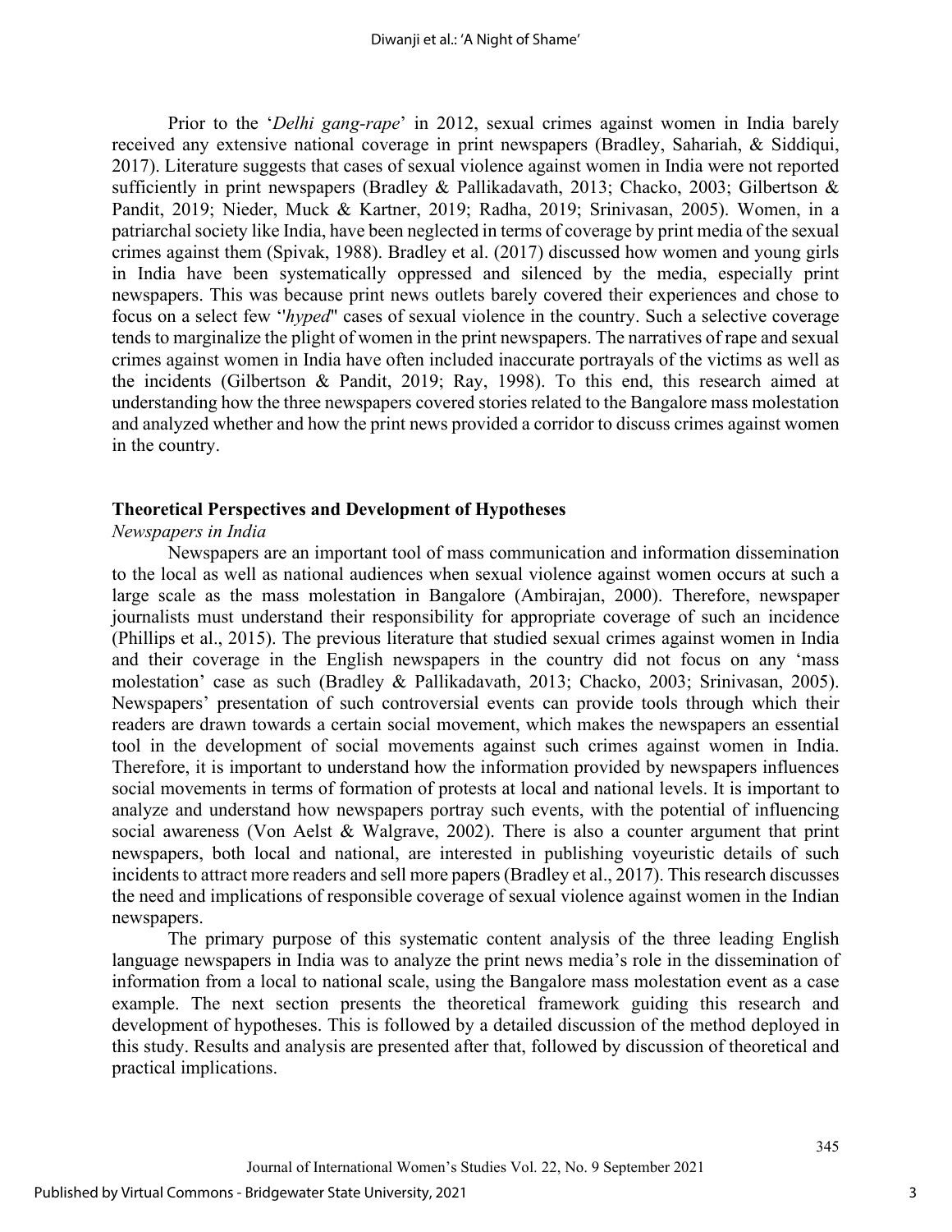Prior to the '*Delhi gang-rape*' in 2012, sexual crimes against women in India barely received any extensive national coverage in print newspapers (Bradley, Sahariah, & Siddiqui, 2017). Literature suggests that cases of sexual violence against women in India were not reported sufficiently in print newspapers (Bradley & Pallikadavath, 2013; Chacko, 2003; Gilbertson & Pandit, 2019; Nieder, Muck & Kartner, 2019; Radha, 2019; Srinivasan, 2005). Women, in a patriarchal society like India, have been neglected in terms of coverage by print media of the sexual crimes against them (Spivak, 1988). Bradley et al. (2017) discussed how women and young girls in India have been systematically oppressed and silenced by the media, especially print newspapers. This was because print news outlets barely covered their experiences and chose to focus on a select few ''*hyped*'' cases of sexual violence in the country. Such a selective coverage tends to marginalize the plight of women in the print newspapers. The narratives of rape and sexual crimes against women in India have often included inaccurate portrayals of the victims as well as the incidents (Gilbertson & Pandit, 2019; Ray, 1998). To this end, this research aimed at understanding how the three newspapers covered stories related to the Bangalore mass molestation and analyzed whether and how the print news provided a corridor to discuss crimes against women in the country.

## Theoretical Perspectives and Development of Hypotheses

### *Newspapers in India*

Newspapers are an important tool of mass communication and information dissemination to the local as well as national audiences when sexual violence against women occurs at such a large scale as the mass molestation in Bangalore (Ambirajan, 2000). Therefore, newspaper journalists must understand their responsibility for appropriate coverage of such an incidence (Phillips et al., 2015). The previous literature that studied sexual crimes against women in India and their coverage in the English newspapers in the country did not focus on any 'mass molestation' case as such (Bradley & Pallikadavath, 2013; Chacko, 2003; Srinivasan, 2005). Newspapers' presentation of such controversial events can provide tools through which their readers are drawn towards a certain social movement, which makes the newspapers an essential tool in the development of social movements against such crimes against women in India. Therefore, it is important to understand how the information provided by newspapers influences social movements in terms of formation of protests at local and national levels. It is important to analyze and understand how newspapers portray such events, with the potential of influencing social awareness (Von Aelst & Walgrave, 2002). There is also a counter argument that print newspapers, both local and national, are interested in publishing voyeuristic details of such incidents to attract more readers and sell more papers (Bradley et al., 2017). This research discusses the need and implications of responsible coverage of sexual violence against women in the Indian newspapers.

The primary purpose of this systematic content analysis of the three leading English language newspapers in India was to analyze the print news media's role in the dissemination of information from a local to national scale, using the Bangalore mass molestation event as a case example. The next section presents the theoretical framework guiding this research and development of hypotheses. This is followed by a detailed discussion of the method deployed in this study. Results and analysis are presented after that, followed by discussion of theoretical and practical implications.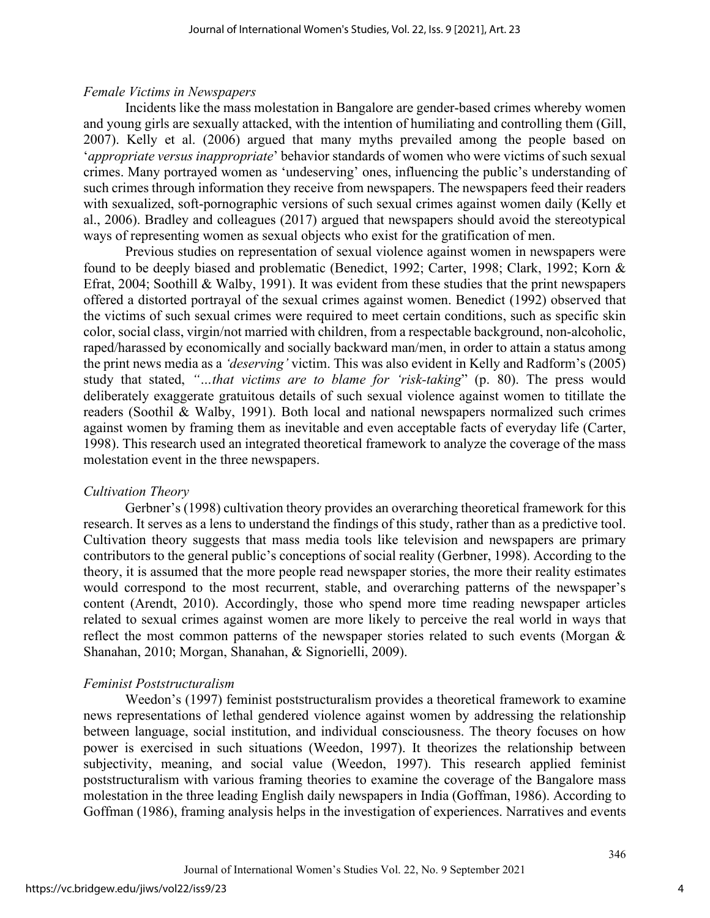*Female Victims in Newspapers*

Incidents like the mass molestation in Bangalore are gender-based crimes whereby women and young girls are sexually attacked, with the intention of humiliating and controlling them (Gill, 2007). Kelly et al. (2006) argued that many myths prevailed among the people based on '*appropriate versus inappropriate*' behavior standards of women who were victims of such sexual crimes. Many portrayed women as 'undeserving' ones, influencing the public's understanding of such crimes through information they receive from newspapers. The newspapers feed their readers with sexualized, soft-pornographic versions of such sexual crimes against women daily (Kelly et al., 2006). Bradley and colleagues (2017) argued that newspapers should avoid the stereotypical ways of representing women as sexual objects who exist for the gratification of men.

Previous studies on representation of sexual violence against women in newspapers were found to be deeply biased and problematic (Benedict, 1992; Carter, 1998; Clark, 1992; Korn & Efrat, 2004; Soothill & Walby, 1991). It was evident from these studies that the print newspapers offered a distorted portrayal of the sexual crimes against women. Benedict (1992) observed that the victims of such sexual crimes were required to meet certain conditions, such as specific skin color, social class, virgin/not married with children, from a respectable background, non-alcoholic, raped/harassed by economically and socially backward man/men, in order to attain a status among the print news media as a *'deserving'* victim. This was also evident in Kelly and Radform's (2005) study that stated, *"…that victims are to blame for 'risk-taking*" (p. 80). The press would deliberately exaggerate gratuitous details of such sexual violence against women to titillate the readers (Soothil & Walby, 1991). Both local and national newspapers normalized such crimes against women by framing them as inevitable and even acceptable facts of everyday life (Carter, 1998). This research used an integrated theoretical framework to analyze the coverage of the mass molestation event in the three newspapers.

*Cultivation Theory*

Gerbner's (1998) cultivation theory provides an overarching theoretical framework for this research. It serves as a lens to understand the findings of this study, rather than as a predictive tool. Cultivation theory suggests that mass media tools like television and newspapers are primary contributors to the general public's conceptions of social reality (Gerbner, 1998). According to the theory, it is assumed that the more people read newspaper stories, the more their reality estimates would correspond to the most recurrent, stable, and overarching patterns of the newspaper's content (Arendt, 2010). Accordingly, those who spend more time reading newspaper articles related to sexual crimes against women are more likely to perceive the real world in ways that reflect the most common patterns of the newspaper stories related to such events (Morgan & Shanahan, 2010; Morgan, Shanahan, & Signorielli, 2009).

*Feminist Poststructuralism*

Weedon's (1997) feminist poststructuralism provides a theoretical framework to examine news representations of lethal gendered violence against women by addressing the relationship between language, social institution, and individual consciousness. The theory focuses on how power is exercised in such situations (Weedon, 1997). It theorizes the relationship between subjectivity, meaning, and social value (Weedon, 1997). This research applied feminist poststructuralism with various framing theories to examine the coverage of the Bangalore mass molestation in the three leading English daily newspapers in India (Goffman, 1986). According to Goffman (1986), framing analysis helps in the investigation of experiences. Narratives and events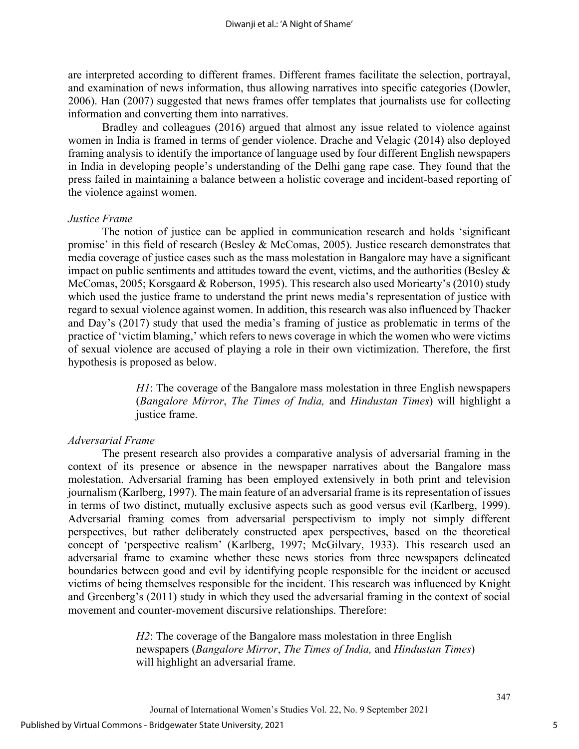are interpreted according to different frames. Different frames facilitate the selection, portrayal, and examination of news information, thus allowing narratives into specific categories (Dowler, 2006). Han (2007) suggested that news frames offer templates that journalists use for collecting information and converting them into narratives.

Bradley and colleagues (2016) argued that almost any issue related to violence against women in India is framed in terms of gender violence. Drache and Velagic (2014) also deployed framing analysis to identify the importance of language used by four different English newspapers in India in developing people's understanding of the Delhi gang rape case. They found that the press failed in maintaining a balance between a holistic coverage and incident-based reporting of the violence against women.

### *Justice Frame*

The notion of justice can be applied in communication research and holds 'significant promise' in this field of research (Besley & McComas, 2005). Justice research demonstrates that media coverage of justice cases such as the mass molestation in Bangalore may have a significant impact on public sentiments and attitudes toward the event, victims, and the authorities (Besley & McComas, 2005; Korsgaard & Roberson, 1995). This research also used Moriearty's (2010) study which used the justice frame to understand the print news media's representation of justice with regard to sexual violence against women. In addition, this research was also influenced by Thacker and Day's (2017) study that used the media's framing of justice as problematic in terms of the practice of 'victim blaming,' which refers to news coverage in which the women who were victims of sexual violence are accused of playing a role in their own victimization. Therefore, the first hypothesis is proposed as below.

> *H1*: The coverage of the Bangalore mass molestation in three English newspapers (*Bangalore Mirror*, *The Times of India,* and *Hindustan Times*) will highlight a justice frame.

### *Adversarial Frame*

The present research also provides a comparative analysis of adversarial framing in the context of its presence or absence in the newspaper narratives about the Bangalore mass molestation. Adversarial framing has been employed extensively in both print and television journalism (Karlberg, 1997). The main feature of an adversarial frame is its representation of issues in terms of two distinct, mutually exclusive aspects such as good versus evil (Karlberg, 1999). Adversarial framing comes from adversarial perspectivism to imply not simply different perspectives, but rather deliberately constructed apex perspectives, based on the theoretical concept of 'perspective realism' (Karlberg, 1997; McGilvary, 1933). This research used an adversarial frame to examine whether these news stories from three newspapers delineated boundaries between good and evil by identifying people responsible for the incident or accused victims of being themselves responsible for the incident. This research was influenced by Knight and Greenberg's (2011) study in which they used the adversarial framing in the context of social movement and counter-movement discursive relationships. Therefore:

> *H2*: The coverage of the Bangalore mass molestation in three English newspapers (*Bangalore Mirror*, *The Times of India,* and *Hindustan Times*) will highlight an adversarial frame.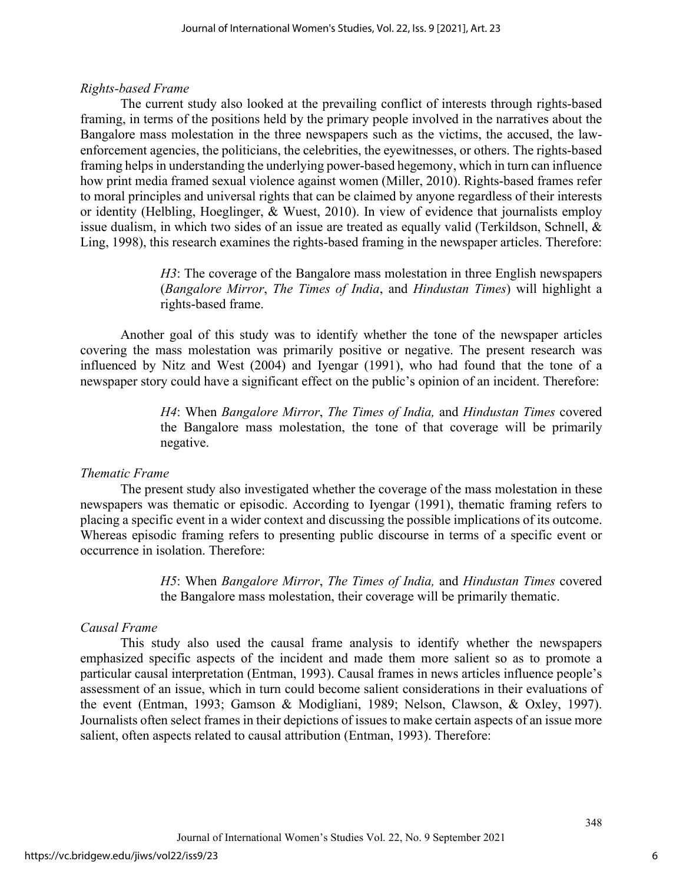*Rights-based Frame*

The current study also looked at the prevailing conflict of interests through rights-based framing, in terms of the positions held by the primary people involved in the narratives about the Bangalore mass molestation in the three newspapers such as the victims, the accused, the law-enforcement agencies, the politicians, the celebrities, the eyewitnesses, or others. The rights-based framing helps in understanding the underlying power-based hegemony, which in turn can influence how print media framed sexual violence against women (Miller, 2010). Rights-based frames refer to moral principles and universal rights that can be claimed by anyone regardless of their interests or identity (Helbling, Hoeglinger, & Wuest, 2010). In view of evidence that journalists employ issue dualism, in which two sides of an issue are treated as equally valid (Terkildson, Schnell, & Ling, 1998), this research examines the rights-based framing in the newspaper articles. Therefore:

> *H3*: The coverage of the Bangalore mass molestation in three English newspapers (*Bangalore Mirror*, *The Times of India*, and *Hindustan Times*) will highlight a rights-based frame.

Another goal of this study was to identify whether the tone of the newspaper articles covering the mass molestation was primarily positive or negative. The present research was influenced by Nitz and West (2004) and Iyengar (1991), who had found that the tone of a newspaper story could have a significant effect on the public's opinion of an incident. Therefore:

> *H4*: When *Bangalore Mirror*, *The Times of India,* and *Hindustan Times* covered the Bangalore mass molestation, the tone of that coverage will be primarily negative.

*Thematic Frame*

The present study also investigated whether the coverage of the mass molestation in these newspapers was thematic or episodic. According to Iyengar (1991), thematic framing refers to placing a specific event in a wider context and discussing the possible implications of its outcome. Whereas episodic framing refers to presenting public discourse in terms of a specific event or occurrence in isolation. Therefore:

> *H5*: When *Bangalore Mirror*, *The Times of India,* and *Hindustan Times* covered the Bangalore mass molestation, their coverage will be primarily thematic.

*Causal Frame*

This study also used the causal frame analysis to identify whether the newspapers emphasized specific aspects of the incident and made them more salient so as to promote a particular causal interpretation (Entman, 1993). Causal frames in news articles influence people's assessment of an issue, which in turn could become salient considerations in their evaluations of the event (Entman, 1993; Gamson & Modigliani, 1989; Nelson, Clawson, & Oxley, 1997). Journalists often select frames in their depictions of issues to make certain aspects of an issue more salient, often aspects related to causal attribution (Entman, 1993). Therefore: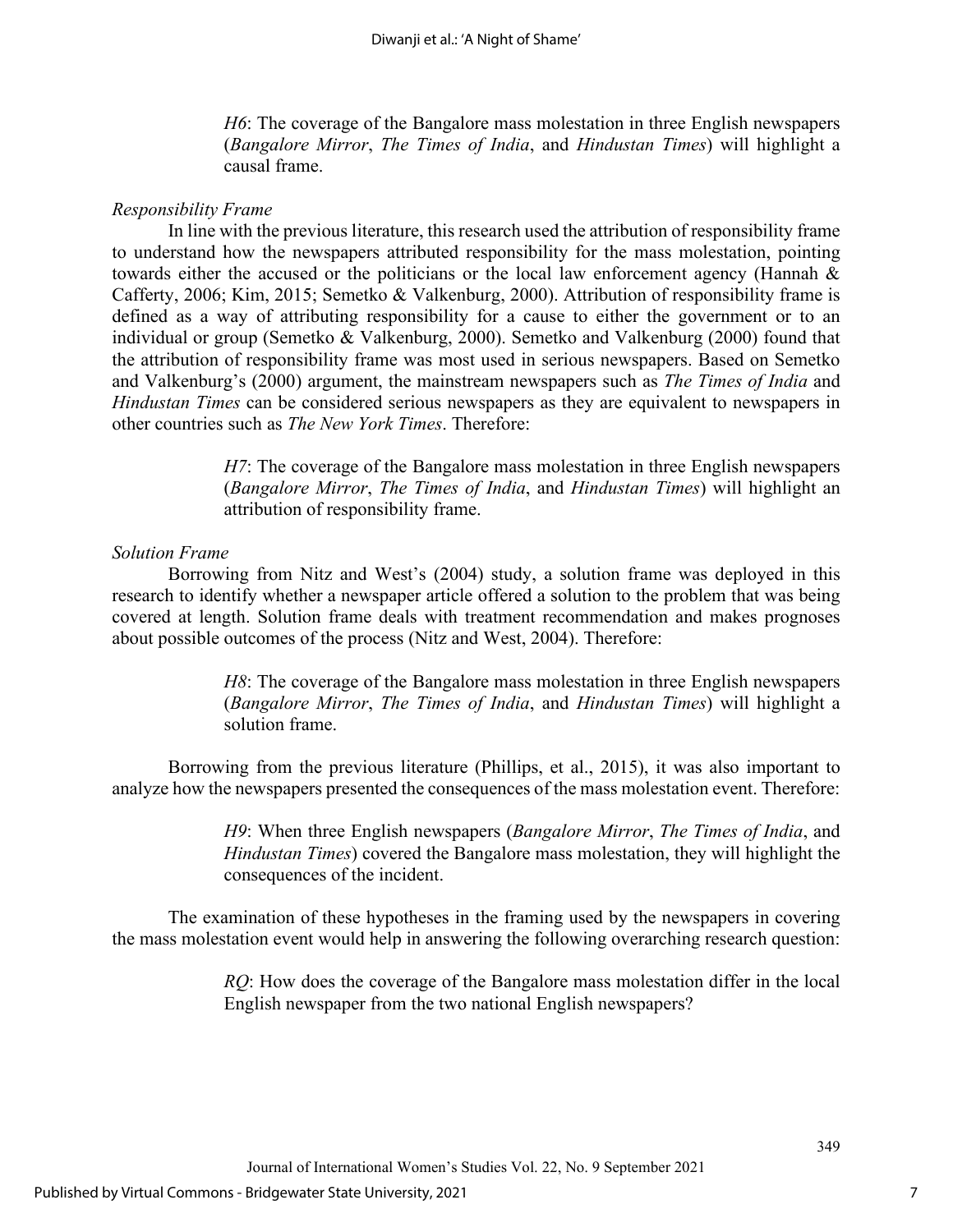> *H6*: The coverage of the Bangalore mass molestation in three English newspapers (*Bangalore Mirror*, *The Times of India*, and *Hindustan Times*) will highlight a causal frame.

### *Responsibility Frame*

In line with the previous literature, this research used the attribution of responsibility frame to understand how the newspapers attributed responsibility for the mass molestation, pointing towards either the accused or the politicians or the local law enforcement agency (Hannah & Cafferty, 2006; Kim, 2015; Semetko & Valkenburg, 2000). Attribution of responsibility frame is defined as a way of attributing responsibility for a cause to either the government or to an individual or group (Semetko & Valkenburg, 2000). Semetko and Valkenburg (2000) found that the attribution of responsibility frame was most used in serious newspapers. Based on Semetko and Valkenburg's (2000) argument, the mainstream newspapers such as *The Times of India* and *Hindustan Times* can be considered serious newspapers as they are equivalent to newspapers in other countries such as *The New York Times*. Therefore:

> *H7*: The coverage of the Bangalore mass molestation in three English newspapers (*Bangalore Mirror*, *The Times of India*, and *Hindustan Times*) will highlight an attribution of responsibility frame.

### *Solution Frame*

Borrowing from Nitz and West's (2004) study, a solution frame was deployed in this research to identify whether a newspaper article offered a solution to the problem that was being covered at length. Solution frame deals with treatment recommendation and makes prognoses about possible outcomes of the process (Nitz and West, 2004). Therefore:

> *H8*: The coverage of the Bangalore mass molestation in three English newspapers (*Bangalore Mirror*, *The Times of India*, and *Hindustan Times*) will highlight a solution frame.

Borrowing from the previous literature (Phillips, et al., 2015), it was also important to analyze how the newspapers presented the consequences of the mass molestation event. Therefore:

> *H9*: When three English newspapers (*Bangalore Mirror*, *The Times of India*, and *Hindustan Times*) covered the Bangalore mass molestation, they will highlight the consequences of the incident.

The examination of these hypotheses in the framing used by the newspapers in covering the mass molestation event would help in answering the following overarching research question:

> *RQ*: How does the coverage of the Bangalore mass molestation differ in the local English newspaper from the two national English newspapers?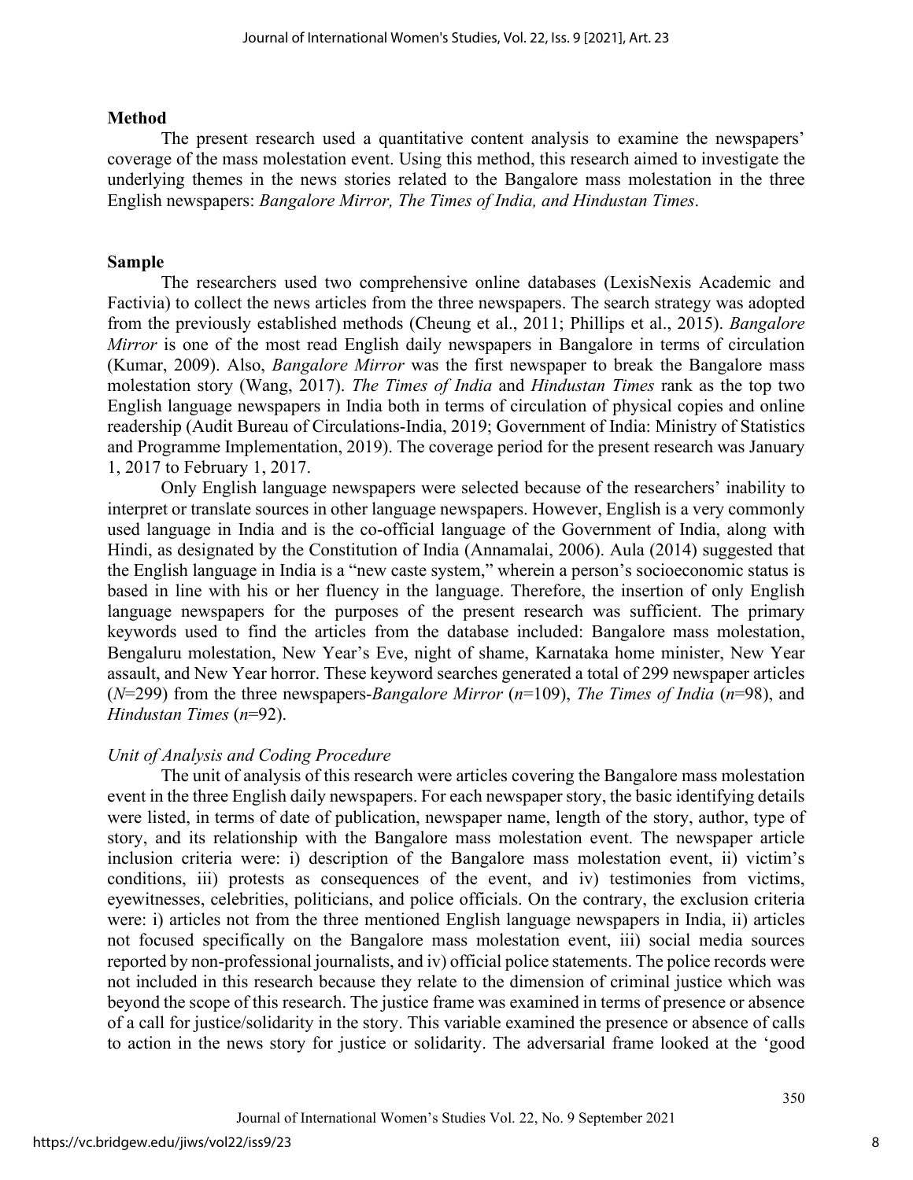## Method

The present research used a quantitative content analysis to examine the newspapers' coverage of the mass molestation event. Using this method, this research aimed to investigate the underlying themes in the news stories related to the Bangalore mass molestation in the three English newspapers: *Bangalore Mirror, The Times of India, and Hindustan Times*.

## Sample

The researchers used two comprehensive online databases (LexisNexis Academic and Factivia) to collect the news articles from the three newspapers. The search strategy was adopted from the previously established methods (Cheung et al., 2011; Phillips et al., 2015). *Bangalore Mirror* is one of the most read English daily newspapers in Bangalore in terms of circulation (Kumar, 2009). Also, *Bangalore Mirror* was the first newspaper to break the Bangalore mass molestation story (Wang, 2017). *The Times of India* and *Hindustan Times* rank as the top two English language newspapers in India both in terms of circulation of physical copies and online readership (Audit Bureau of Circulations-India, 2019; Government of India: Ministry of Statistics and Programme Implementation, 2019). The coverage period for the present research was January 1, 2017 to February 1, 2017.

Only English language newspapers were selected because of the researchers' inability to interpret or translate sources in other language newspapers. However, English is a very commonly used language in India and is the co-official language of the Government of India, along with Hindi, as designated by the Constitution of India (Annamalai, 2006). Aula (2014) suggested that the English language in India is a "new caste system," wherein a person's socioeconomic status is based in line with his or her fluency in the language. Therefore, the insertion of only English language newspapers for the purposes of the present research was sufficient. The primary keywords used to find the articles from the database included: Bangalore mass molestation, Bengaluru molestation, New Year's Eve, night of shame, Karnataka home minister, New Year assault, and New Year horror. These keyword searches generated a total of 299 newspaper articles ($N$=299) from the three newspapers-*Bangalore Mirror* ($n$=109), *The Times of India* ($n$=98), and *Hindustan Times* ($n$=92).

### *Unit of Analysis and Coding Procedure*

The unit of analysis of this research were articles covering the Bangalore mass molestation event in the three English daily newspapers. For each newspaper story, the basic identifying details were listed, in terms of date of publication, newspaper name, length of the story, author, type of story, and its relationship with the Bangalore mass molestation event. The newspaper article inclusion criteria were: i) description of the Bangalore mass molestation event, ii) victim's conditions, iii) protests as consequences of the event, and iv) testimonies from victims, eyewitnesses, celebrities, politicians, and police officials. On the contrary, the exclusion criteria were: i) articles not from the three mentioned English language newspapers in India, ii) articles not focused specifically on the Bangalore mass molestation event, iii) social media sources reported by non-professional journalists, and iv) official police statements. The police records were not included in this research because they relate to the dimension of criminal justice which was beyond the scope of this research. The justice frame was examined in terms of presence or absence of a call for justice/solidarity in the story. This variable examined the presence or absence of calls to action in the news story for justice or solidarity. The adversarial frame looked at the 'good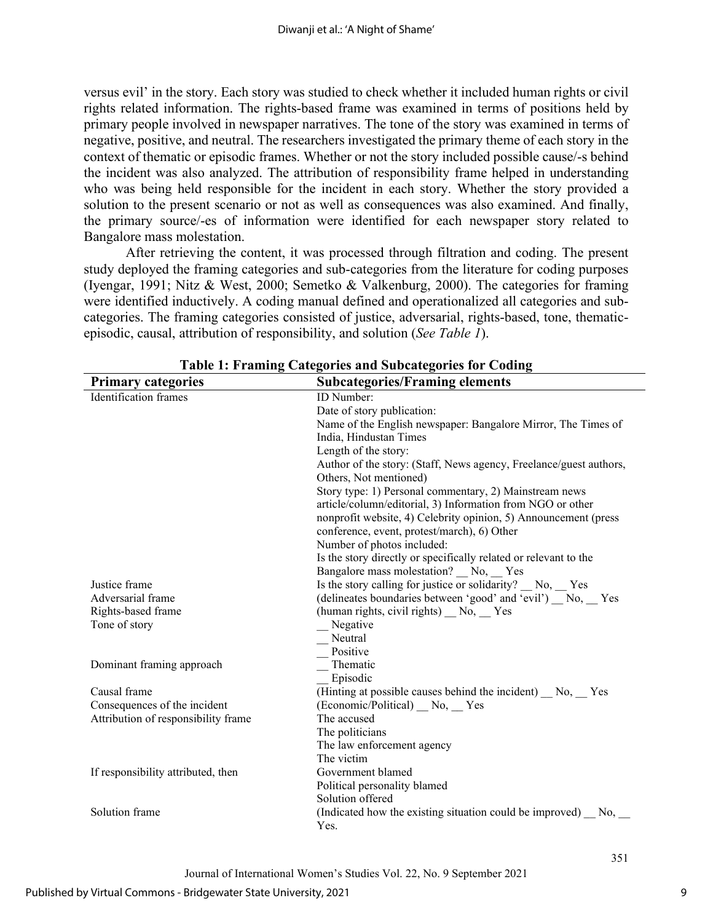versus evil' in the story. Each story was studied to check whether it included human rights or civil rights related information. The rights-based frame was examined in terms of positions held by primary people involved in newspaper narratives. The tone of the story was examined in terms of negative, positive, and neutral. The researchers investigated the primary theme of each story in the context of thematic or episodic frames. Whether or not the story included possible cause/-s behind the incident was also analyzed. The attribution of responsibility frame helped in understanding who was being held responsible for the incident in each story. Whether the story provided a solution to the present scenario or not as well as consequences was also examined. And finally, the primary source/-es of information were identified for each newspaper story related to Bangalore mass molestation.

After retrieving the content, it was processed through filtration and coding. The present study deployed the framing categories and sub-categories from the literature for coding purposes (Iyengar, 1991; Nitz & West, 2000; Semetko & Valkenburg, 2000). The categories for framing were identified inductively. A coding manual defined and operationalized all categories and sub-categories. The framing categories consisted of justice, adversarial, rights-based, tone, thematic-episodic, causal, attribution of responsibility, and solution (*See Table 1*).

**Table 1: Framing Categories and Subcategories for Coding**

| Primary categories | Subcategories/Framing elements |
|---|---|
| Identification frames | ID Number: |
| | Date of story publication: |
| | Name of the English newspaper: Bangalore Mirror, The Times of India, Hindustan Times |
| | Length of the story: |
| | Author of the story: (Staff, News agency, Freelance/guest authors, Others, Not mentioned) |
| | Story type: 1) Personal commentary, 2) Mainstream news article/column/editorial, 3) Information from NGO or other nonprofit website, 4) Celebrity opinion, 5) Announcement (press conference, event, protest/march), 6) Other |
| | Number of photos included: |
| | Is the story directly or specifically related or relevant to the Bangalore mass molestation? __ No, __ Yes |
| Justice frame | Is the story calling for justice or solidarity? __ No, __ Yes |
| Adversarial frame | (delineates boundaries between 'good' and 'evil') __ No, __ Yes |
| Rights-based frame | (human rights, civil rights) __ No, __ Yes |
| Tone of story | __ Negative |
| | __ Neutral |
| | __ Positive |
| Dominant framing approach | __ Thematic |
| | __ Episodic |
| Causal frame | (Hinting at possible causes behind the incident) __ No, __ Yes |
| Consequences of the incident | (Economic/Political) __ No, __ Yes |
| Attribution of responsibility frame | The accused |
| | The politicians |
| | The law enforcement agency |
| | The victim |
| If responsibility attributed, then | Government blamed |
| | Political personality blamed |
| | Solution offered |
| Solution frame | (Indicated how the existing situation could be improved) __ No, __ Yes. |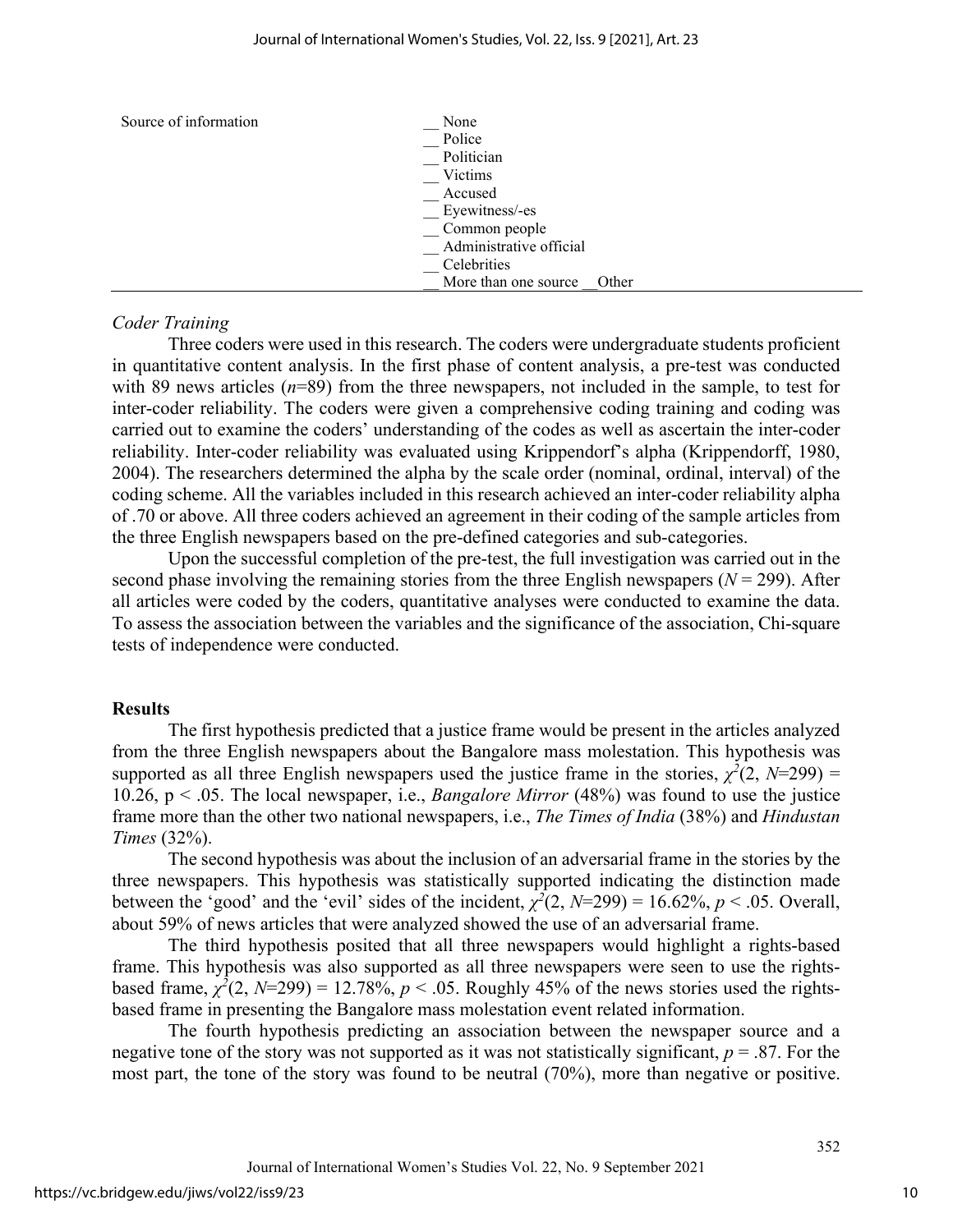| | |
|---|---|
| Source of information | __ None<br>__ Police<br>__ Politician<br>__ Victims<br>__ Accused<br>__ Eyewitness/-es<br>__ Common people<br>__ Administrative official<br>__ Celebrities<br>__ More than one source __Other |

*Coder Training*

Three coders were used in this research. The coders were undergraduate students proficient in quantitative content analysis. In the first phase of content analysis, a pre-test was conducted with 89 news articles ($n$=89) from the three newspapers, not included in the sample, to test for inter-coder reliability. The coders were given a comprehensive coding training and coding was carried out to examine the coders' understanding of the codes as well as ascertain the inter-coder reliability. Inter-coder reliability was evaluated using Krippendorf's alpha (Krippendorff, 1980, 2004). The researchers determined the alpha by the scale order (nominal, ordinal, interval) of the coding scheme. All the variables included in this research achieved an inter-coder reliability alpha of .70 or above. All three coders achieved an agreement in their coding of the sample articles from the three English newspapers based on the pre-defined categories and sub-categories.

Upon the successful completion of the pre-test, the full investigation was carried out in the second phase involving the remaining stories from the three English newspapers ($N$ = 299). After all articles were coded by the coders, quantitative analyses were conducted to examine the data. To assess the association between the variables and the significance of the association, Chi-square tests of independence were conducted.

## Results

The first hypothesis predicted that a justice frame would be present in the articles analyzed from the three English newspapers about the Bangalore mass molestation. This hypothesis was supported as all three English newspapers used the justice frame in the stories, $\chi^2(2, N=299) = 10.26$, $p < .05$. The local newspaper, i.e., *Bangalore Mirror* (48%) was found to use the justice frame more than the other two national newspapers, i.e., *The Times of India* (38%) and *Hindustan Times* (32%).

The second hypothesis was about the inclusion of an adversarial frame in the stories by the three newspapers. This hypothesis was statistically supported indicating the distinction made between the 'good' and the 'evil' sides of the incident, $\chi^2(2, N=299) = 16.62\%$, $p < .05$. Overall, about 59% of news articles that were analyzed showed the use of an adversarial frame.

The third hypothesis posited that all three newspapers would highlight a rights-based frame. This hypothesis was also supported as all three newspapers were seen to use the rights-based frame, $\chi^2(2, N=299) = 12.78\%$, $p < .05$. Roughly 45% of the news stories used the rights-based frame in presenting the Bangalore mass molestation event related information.

The fourth hypothesis predicting an association between the newspaper source and a negative tone of the story was not supported as it was not statistically significant, $p = .87$. For the most part, the tone of the story was found to be neutral (70%), more than negative or positive.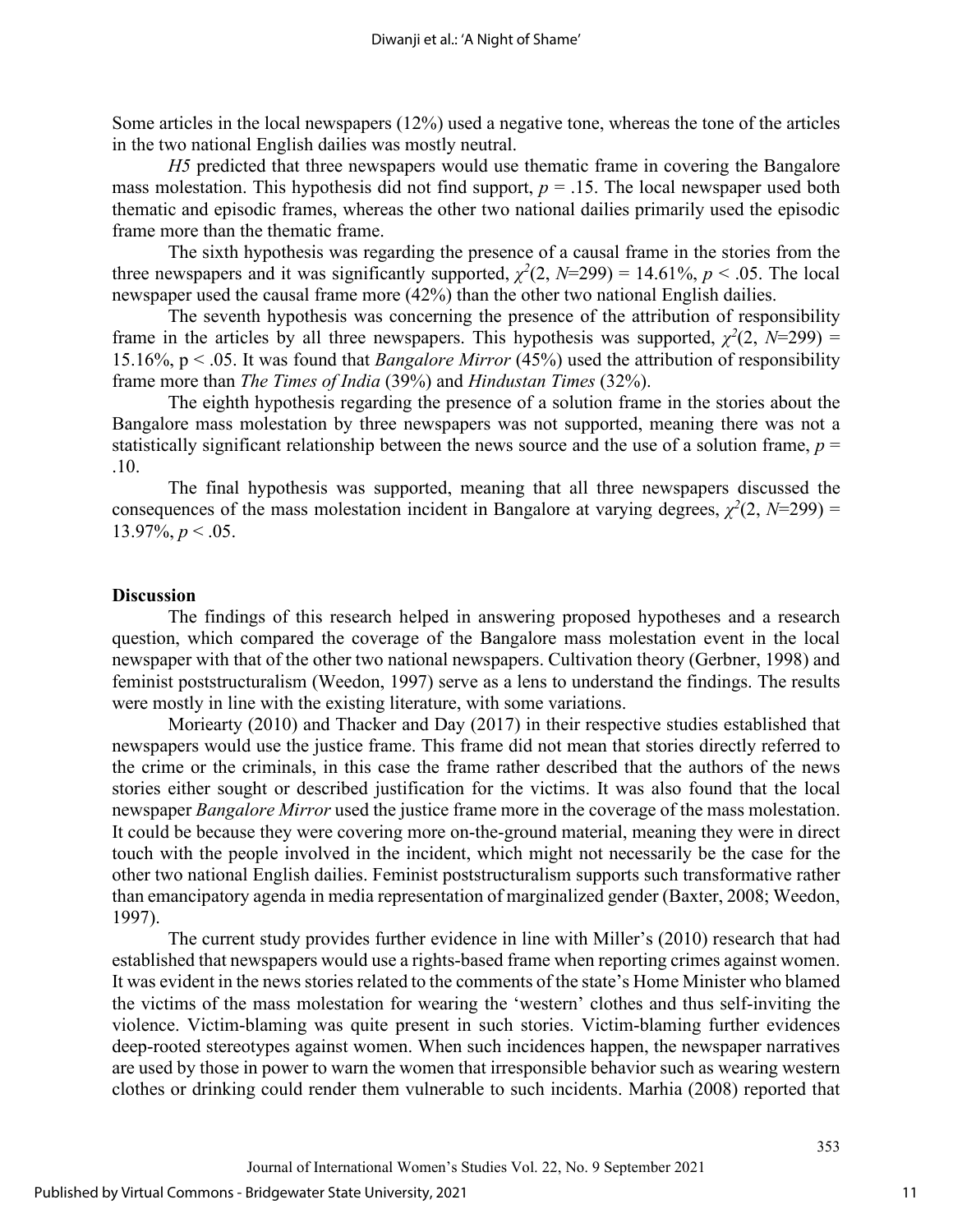Some articles in the local newspapers (12%) used a negative tone, whereas the tone of the articles in the two national English dailies was mostly neutral.

*H5* predicted that three newspapers would use thematic frame in covering the Bangalore mass molestation. This hypothesis did not find support, $p = .15$. The local newspaper used both thematic and episodic frames, whereas the other two national dailies primarily used the episodic frame more than the thematic frame.

The sixth hypothesis was regarding the presence of a causal frame in the stories from the three newspapers and it was significantly supported, $\chi^2(2, N=299) = 14.61\%$, $p < .05$. The local newspaper used the causal frame more (42%) than the other two national English dailies.

The seventh hypothesis was concerning the presence of the attribution of responsibility frame in the articles by all three newspapers. This hypothesis was supported, $\chi^2(2, N=299) = 15.16\%$, $p < .05$. It was found that *Bangalore Mirror* (45%) used the attribution of responsibility frame more than *The Times of India* (39%) and *Hindustan Times* (32%).

The eighth hypothesis regarding the presence of a solution frame in the stories about the Bangalore mass molestation by three newspapers was not supported, meaning there was not a statistically significant relationship between the news source and the use of a solution frame, $p = .10$.

The final hypothesis was supported, meaning that all three newspapers discussed the consequences of the mass molestation incident in Bangalore at varying degrees, $\chi^2(2, N=299) = 13.97\%$, $p < .05$.

## Discussion

The findings of this research helped in answering proposed hypotheses and a research question, which compared the coverage of the Bangalore mass molestation event in the local newspaper with that of the other two national newspapers. Cultivation theory (Gerbner, 1998) and feminist poststructuralism (Weedon, 1997) serve as a lens to understand the findings. The results were mostly in line with the existing literature, with some variations.

Moriearty (2010) and Thacker and Day (2017) in their respective studies established that newspapers would use the justice frame. This frame did not mean that stories directly referred to the crime or the criminals, in this case the frame rather described that the authors of the news stories either sought or described justification for the victims. It was also found that the local newspaper *Bangalore Mirror* used the justice frame more in the coverage of the mass molestation. It could be because they were covering more on-the-ground material, meaning they were in direct touch with the people involved in the incident, which might not necessarily be the case for the other two national English dailies. Feminist poststructuralism supports such transformative rather than emancipatory agenda in media representation of marginalized gender (Baxter, 2008; Weedon, 1997).

The current study provides further evidence in line with Miller's (2010) research that had established that newspapers would use a rights-based frame when reporting crimes against women. It was evident in the news stories related to the comments of the state's Home Minister who blamed the victims of the mass molestation for wearing the 'western' clothes and thus self-inviting the violence. Victim-blaming was quite present in such stories. Victim-blaming further evidences deep-rooted stereotypes against women. When such incidences happen, the newspaper narratives are used by those in power to warn the women that irresponsible behavior such as wearing western clothes or drinking could render them vulnerable to such incidents. Marhia (2008) reported that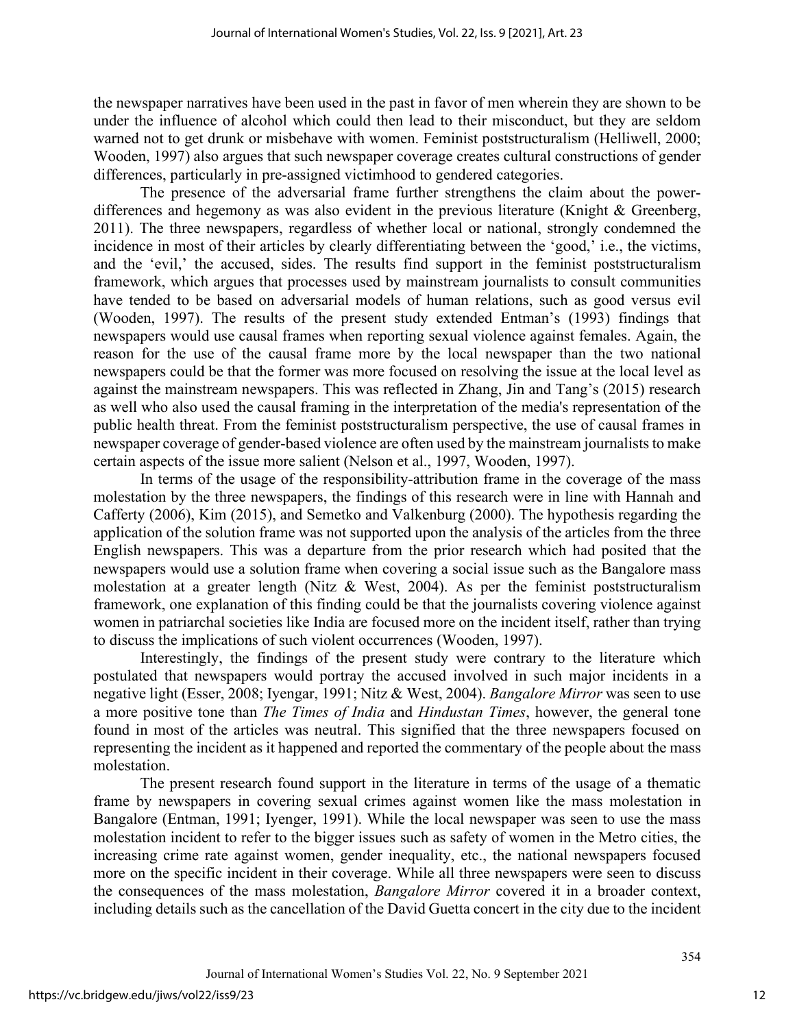the newspaper narratives have been used in the past in favor of men wherein they are shown to be under the influence of alcohol which could then lead to their misconduct, but they are seldom warned not to get drunk or misbehave with women. Feminist poststructuralism (Helliwell, 2000; Wooden, 1997) also argues that such newspaper coverage creates cultural constructions of gender differences, particularly in pre-assigned victimhood to gendered categories.

The presence of the adversarial frame further strengthens the claim about the power-differences and hegemony as was also evident in the previous literature (Knight & Greenberg, 2011). The three newspapers, regardless of whether local or national, strongly condemned the incidence in most of their articles by clearly differentiating between the 'good,' i.e., the victims, and the 'evil,' the accused, sides. The results find support in the feminist poststructuralism framework, which argues that processes used by mainstream journalists to consult communities have tended to be based on adversarial models of human relations, such as good versus evil (Wooden, 1997). The results of the present study extended Entman's (1993) findings that newspapers would use causal frames when reporting sexual violence against females. Again, the reason for the use of the causal frame more by the local newspaper than the two national newspapers could be that the former was more focused on resolving the issue at the local level as against the mainstream newspapers. This was reflected in Zhang, Jin and Tang's (2015) research as well who also used the causal framing in the interpretation of the media's representation of the public health threat. From the feminist poststructuralism perspective, the use of causal frames in newspaper coverage of gender-based violence are often used by the mainstream journalists to make certain aspects of the issue more salient (Nelson et al., 1997, Wooden, 1997).

In terms of the usage of the responsibility-attribution frame in the coverage of the mass molestation by the three newspapers, the findings of this research were in line with Hannah and Cafferty (2006), Kim (2015), and Semetko and Valkenburg (2000). The hypothesis regarding the application of the solution frame was not supported upon the analysis of the articles from the three English newspapers. This was a departure from the prior research which had posited that the newspapers would use a solution frame when covering a social issue such as the Bangalore mass molestation at a greater length (Nitz & West, 2004). As per the feminist poststructuralism framework, one explanation of this finding could be that the journalists covering violence against women in patriarchal societies like India are focused more on the incident itself, rather than trying to discuss the implications of such violent occurrences (Wooden, 1997).

Interestingly, the findings of the present study were contrary to the literature which postulated that newspapers would portray the accused involved in such major incidents in a negative light (Esser, 2008; Iyengar, 1991; Nitz & West, 2004). *Bangalore Mirror* was seen to use a more positive tone than *The Times of India* and *Hindustan Times*, however, the general tone found in most of the articles was neutral. This signified that the three newspapers focused on representing the incident as it happened and reported the commentary of the people about the mass molestation.

The present research found support in the literature in terms of the usage of a thematic frame by newspapers in covering sexual crimes against women like the mass molestation in Bangalore (Entman, 1991; Iyenger, 1991). While the local newspaper was seen to use the mass molestation incident to refer to the bigger issues such as safety of women in the Metro cities, the increasing crime rate against women, gender inequality, etc., the national newspapers focused more on the specific incident in their coverage. While all three newspapers were seen to discuss the consequences of the mass molestation, *Bangalore Mirror* covered it in a broader context, including details such as the cancellation of the David Guetta concert in the city due to the incident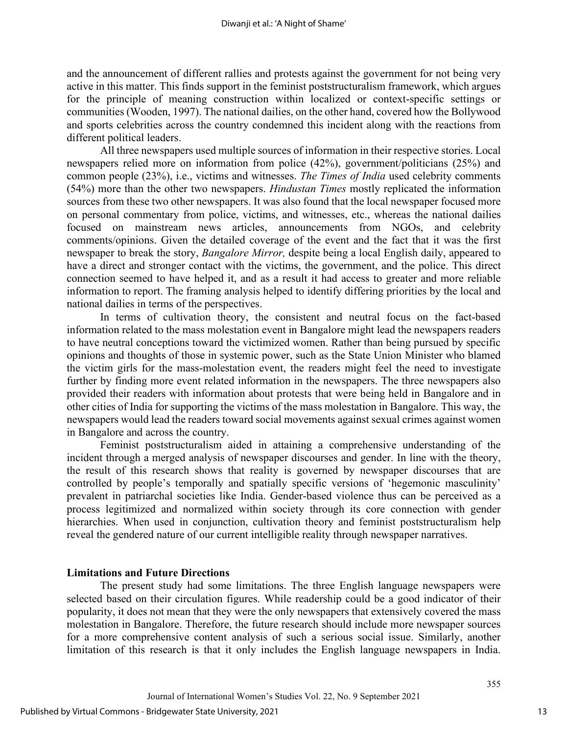and the announcement of different rallies and protests against the government for not being very active in this matter. This finds support in the feminist poststructuralism framework, which argues for the principle of meaning construction within localized or context-specific settings or communities (Wooden, 1997). The national dailies, on the other hand, covered how the Bollywood and sports celebrities across the country condemned this incident along with the reactions from different political leaders.

All three newspapers used multiple sources of information in their respective stories. Local newspapers relied more on information from police (42%), government/politicians (25%) and common people (23%), i.e., victims and witnesses. *The Times of India* used celebrity comments (54%) more than the other two newspapers. *Hindustan Times* mostly replicated the information sources from these two other newspapers. It was also found that the local newspaper focused more on personal commentary from police, victims, and witnesses, etc., whereas the national dailies focused on mainstream news articles, announcements from NGOs, and celebrity comments/opinions. Given the detailed coverage of the event and the fact that it was the first newspaper to break the story, *Bangalore Mirror,* despite being a local English daily, appeared to have a direct and stronger contact with the victims, the government, and the police. This direct connection seemed to have helped it, and as a result it had access to greater and more reliable information to report. The framing analysis helped to identify differing priorities by the local and national dailies in terms of the perspectives.

In terms of cultivation theory, the consistent and neutral focus on the fact-based information related to the mass molestation event in Bangalore might lead the newspapers readers to have neutral conceptions toward the victimized women. Rather than being pursued by specific opinions and thoughts of those in systemic power, such as the State Union Minister who blamed the victim girls for the mass-molestation event, the readers might feel the need to investigate further by finding more event related information in the newspapers. The three newspapers also provided their readers with information about protests that were being held in Bangalore and in other cities of India for supporting the victims of the mass molestation in Bangalore. This way, the newspapers would lead the readers toward social movements against sexual crimes against women in Bangalore and across the country.

Feminist poststructuralism aided in attaining a comprehensive understanding of the incident through a merged analysis of newspaper discourses and gender. In line with the theory, the result of this research shows that reality is governed by newspaper discourses that are controlled by people's temporally and spatially specific versions of 'hegemonic masculinity' prevalent in patriarchal societies like India. Gender-based violence thus can be perceived as a process legitimized and normalized within society through its core connection with gender hierarchies. When used in conjunction, cultivation theory and feminist poststructuralism help reveal the gendered nature of our current intelligible reality through newspaper narratives.

## Limitations and Future Directions

The present study had some limitations. The three English language newspapers were selected based on their circulation figures. While readership could be a good indicator of their popularity, it does not mean that they were the only newspapers that extensively covered the mass molestation in Bangalore. Therefore, the future research should include more newspaper sources for a more comprehensive content analysis of such a serious social issue. Similarly, another limitation of this research is that it only includes the English language newspapers in India.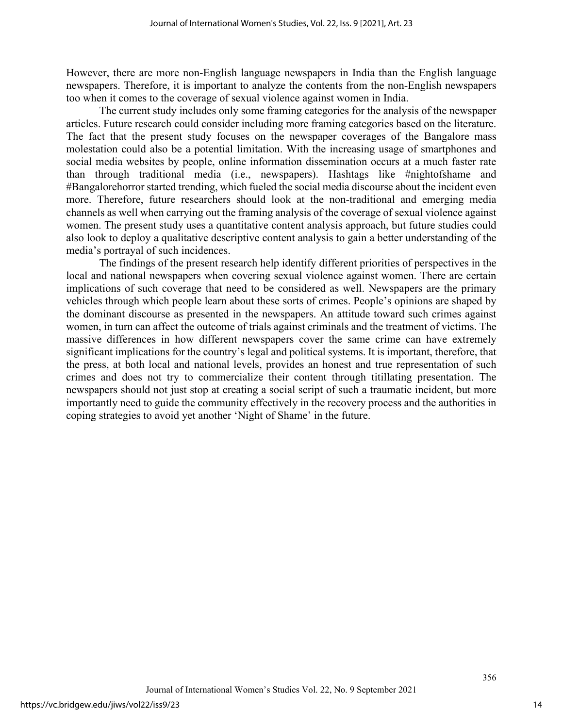However, there are more non-English language newspapers in India than the English language newspapers. Therefore, it is important to analyze the contents from the non-English newspapers too when it comes to the coverage of sexual violence against women in India.

The current study includes only some framing categories for the analysis of the newspaper articles. Future research could consider including more framing categories based on the literature. The fact that the present study focuses on the newspaper coverages of the Bangalore mass molestation could also be a potential limitation. With the increasing usage of smartphones and social media websites by people, online information dissemination occurs at a much faster rate than through traditional media (i.e., newspapers). Hashtags like #nightofshame and #Bangalorehorror started trending, which fueled the social media discourse about the incident even more. Therefore, future researchers should look at the non-traditional and emerging media channels as well when carrying out the framing analysis of the coverage of sexual violence against women. The present study uses a quantitative content analysis approach, but future studies could also look to deploy a qualitative descriptive content analysis to gain a better understanding of the media's portrayal of such incidences.

The findings of the present research help identify different priorities of perspectives in the local and national newspapers when covering sexual violence against women. There are certain implications of such coverage that need to be considered as well. Newspapers are the primary vehicles through which people learn about these sorts of crimes. People's opinions are shaped by the dominant discourse as presented in the newspapers. An attitude toward such crimes against women, in turn can affect the outcome of trials against criminals and the treatment of victims. The massive differences in how different newspapers cover the same crime can have extremely significant implications for the country's legal and political systems. It is important, therefore, that the press, at both local and national levels, provides an honest and true representation of such crimes and does not try to commercialize their content through titillating presentation. The newspapers should not just stop at creating a social script of such a traumatic incident, but more importantly need to guide the community effectively in the recovery process and the authorities in coping strategies to avoid yet another 'Night of Shame' in the future.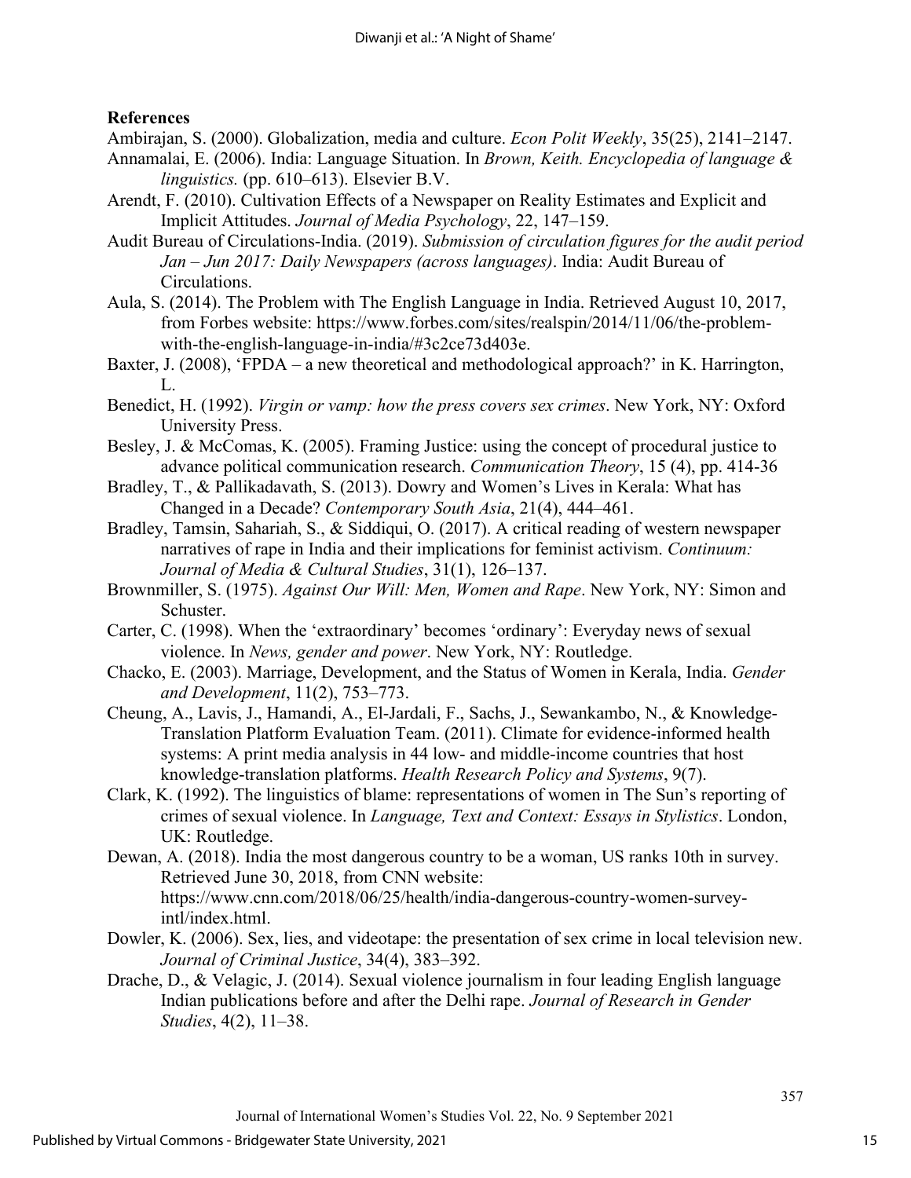## References

Ambirajan, S. (2000). Globalization, media and culture. *Econ Polit Weekly*, 35(25), 2141–2147.

Annamalai, E. (2006). India: Language Situation. In *Brown, Keith. Encyclopedia of language & linguistics.* (pp. 610–613). Elsevier B.V.

Arendt, F. (2010). Cultivation Effects of a Newspaper on Reality Estimates and Explicit and Implicit Attitudes. *Journal of Media Psychology*, 22, 147–159.

Audit Bureau of Circulations-India. (2019). *Submission of circulation figures for the audit period Jan – Jun 2017: Daily Newspapers (across languages)*. India: Audit Bureau of Circulations.

Aula, S. (2014). The Problem with The English Language in India. Retrieved August 10, 2017, from Forbes website: https://www.forbes.com/sites/realspin/2014/11/06/the-problem-with-the-english-language-in-india/#3c2ce73d403e.

Baxter, J. (2008), 'FPDA – a new theoretical and methodological approach?' in K. Harrington, L.

Benedict, H. (1992). *Virgin or vamp: how the press covers sex crimes*. New York, NY: Oxford University Press.

Besley, J. & McComas, K. (2005). Framing Justice: using the concept of procedural justice to advance political communication research. *Communication Theory*, 15 (4), pp. 414-36

Bradley, T., & Pallikadavath, S. (2013). Dowry and Women's Lives in Kerala: What has Changed in a Decade? *Contemporary South Asia*, 21(4), 444–461.

Bradley, Tamsin, Sahariah, S., & Siddiqui, O. (2017). A critical reading of western newspaper narratives of rape in India and their implications for feminist activism. *Continuum: Journal of Media & Cultural Studies*, 31(1), 126–137.

Brownmiller, S. (1975). *Against Our Will: Men, Women and Rape*. New York, NY: Simon and Schuster.

Carter, C. (1998). When the 'extraordinary' becomes 'ordinary': Everyday news of sexual violence. In *News, gender and power*. New York, NY: Routledge.

Chacko, E. (2003). Marriage, Development, and the Status of Women in Kerala, India. *Gender and Development*, 11(2), 753–773.

Cheung, A., Lavis, J., Hamandi, A., El-Jardali, F., Sachs, J., Sewankambo, N., & Knowledge-Translation Platform Evaluation Team. (2011). Climate for evidence-informed health systems: A print media analysis in 44 low- and middle-income countries that host knowledge-translation platforms. *Health Research Policy and Systems*, 9(7).

Clark, K. (1992). The linguistics of blame: representations of women in The Sun's reporting of crimes of sexual violence. In *Language, Text and Context: Essays in Stylistics*. London, UK: Routledge.

Dewan, A. (2018). India the most dangerous country to be a woman, US ranks 10th in survey. Retrieved June 30, 2018, from CNN website: https://www.cnn.com/2018/06/25/health/india-dangerous-country-women-survey-intl/index.html.

Dowler, K. (2006). Sex, lies, and videotape: the presentation of sex crime in local television new. *Journal of Criminal Justice*, 34(4), 383–392.

Drache, D., & Velagic, J. (2014). Sexual violence journalism in four leading English language Indian publications before and after the Delhi rape. *Journal of Research in Gender Studies*, 4(2), 11–38.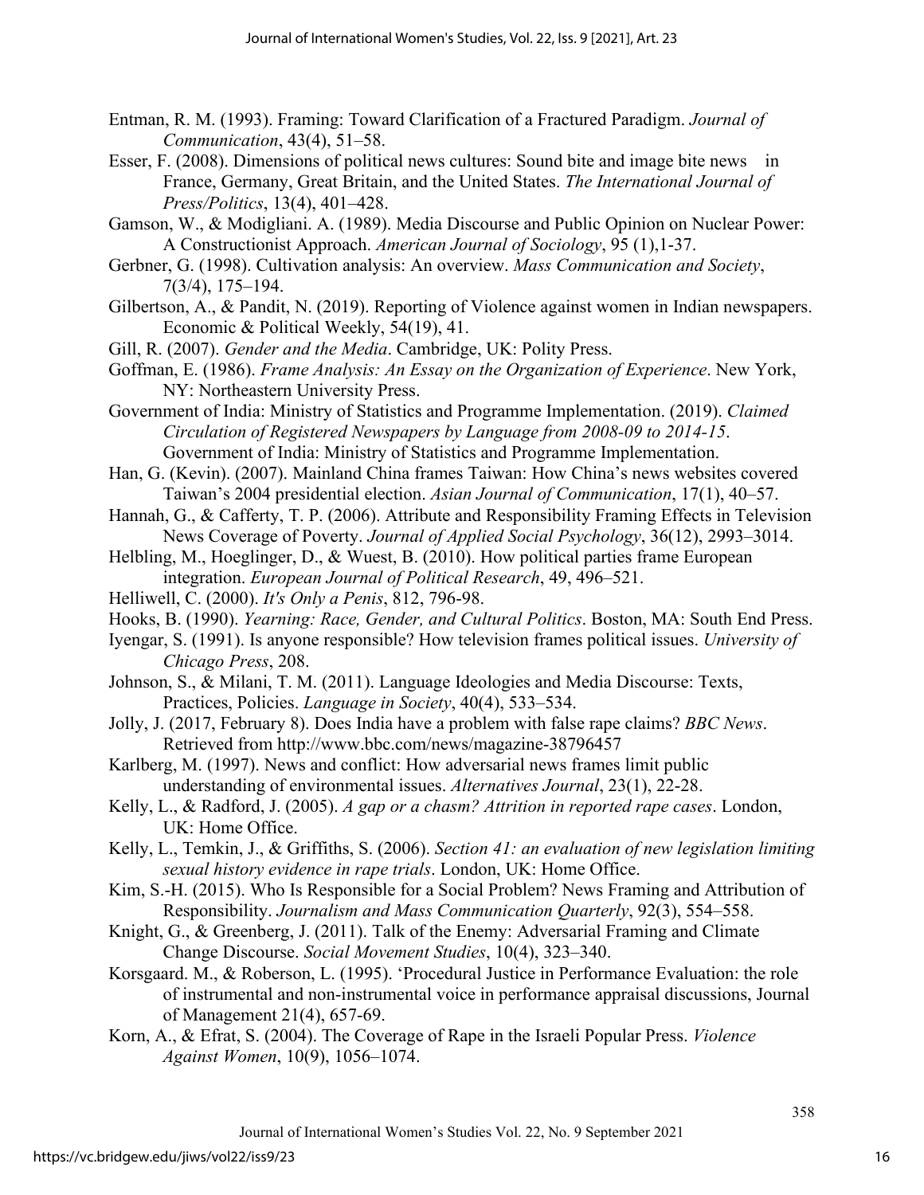Entman, R. M. (1993). Framing: Toward Clarification of a Fractured Paradigm. *Journal of Communication*, 43(4), 51–58.

Esser, F. (2008). Dimensions of political news cultures: Sound bite and image bite news in France, Germany, Great Britain, and the United States. *The International Journal of Press/Politics*, 13(4), 401–428.

Gamson, W., & Modigliani. A. (1989). Media Discourse and Public Opinion on Nuclear Power: A Constructionist Approach. *American Journal of Sociology*, 95 (1),1-37.

Gerbner, G. (1998). Cultivation analysis: An overview. *Mass Communication and Society*, 7(3/4), 175–194.

Gilbertson, A., & Pandit, N. (2019). Reporting of Violence against women in Indian newspapers. Economic & Political Weekly, 54(19), 41.

Gill, R. (2007). *Gender and the Media*. Cambridge, UK: Polity Press.

Goffman, E. (1986). *Frame Analysis: An Essay on the Organization of Experience*. New York, NY: Northeastern University Press.

Government of India: Ministry of Statistics and Programme Implementation. (2019). *Claimed Circulation of Registered Newspapers by Language from 2008-09 to 2014-15*. Government of India: Ministry of Statistics and Programme Implementation.

Han, G. (Kevin). (2007). Mainland China frames Taiwan: How China's news websites covered Taiwan's 2004 presidential election. *Asian Journal of Communication*, 17(1), 40–57.

Hannah, G., & Cafferty, T. P. (2006). Attribute and Responsibility Framing Effects in Television News Coverage of Poverty. *Journal of Applied Social Psychology*, 36(12), 2993–3014.

Helbling, M., Hoeglinger, D., & Wuest, B. (2010). How political parties frame European integration. *European Journal of Political Research*, 49, 496–521.

Helliwell, C. (2000). *It's Only a Penis*, 812, 796-98.

Hooks, B. (1990). *Yearning: Race, Gender, and Cultural Politics*. Boston, MA: South End Press.

Iyengar, S. (1991). Is anyone responsible? How television frames political issues. *University of Chicago Press*, 208.

Johnson, S., & Milani, T. M. (2011). Language Ideologies and Media Discourse: Texts, Practices, Policies. *Language in Society*, 40(4), 533–534.

Jolly, J. (2017, February 8). Does India have a problem with false rape claims? *BBC News*. Retrieved from http://www.bbc.com/news/magazine-38796457

Karlberg, M. (1997). News and conflict: How adversarial news frames limit public understanding of environmental issues. *Alternatives Journal*, 23(1), 22-28.

Kelly, L., & Radford, J. (2005). *A gap or a chasm? Attrition in reported rape cases*. London, UK: Home Office.

Kelly, L., Temkin, J., & Griffiths, S. (2006). *Section 41: an evaluation of new legislation limiting sexual history evidence in rape trials*. London, UK: Home Office.

Kim, S.-H. (2015). Who Is Responsible for a Social Problem? News Framing and Attribution of Responsibility. *Journalism and Mass Communication Quarterly*, 92(3), 554–558.

Knight, G., & Greenberg, J. (2011). Talk of the Enemy: Adversarial Framing and Climate Change Discourse. *Social Movement Studies*, 10(4), 323–340.

Korsgaard. M., & Roberson, L. (1995). 'Procedural Justice in Performance Evaluation: the role of instrumental and non-instrumental voice in performance appraisal discussions, Journal of Management 21(4), 657-69.

Korn, A., & Efrat, S. (2004). The Coverage of Rape in the Israeli Popular Press. *Violence Against Women*, 10(9), 1056–1074.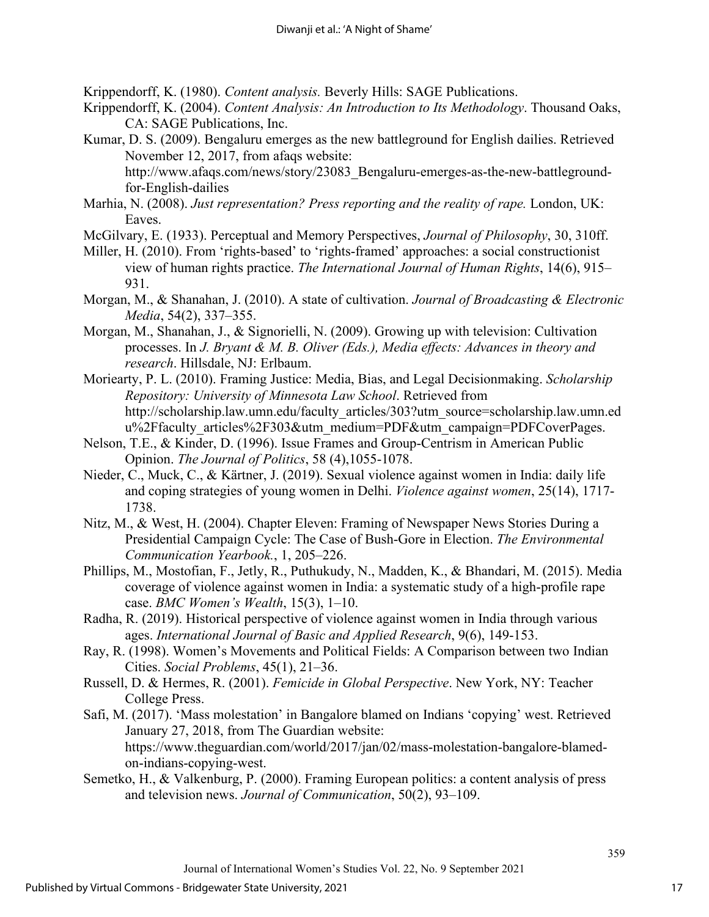Krippendorff, K. (1980). *Content analysis.* Beverly Hills: SAGE Publications.

Krippendorff, K. (2004). *Content Analysis: An Introduction to Its Methodology*. Thousand Oaks, CA: SAGE Publications, Inc.

Kumar, D. S. (2009). Bengaluru emerges as the new battleground for English dailies. Retrieved November 12, 2017, from afaqs website: http://www.afaqs.com/news/story/23083_Bengaluru-emerges-as-the-new-battleground-for-English-dailies

Marhia, N. (2008). *Just representation? Press reporting and the reality of rape.* London, UK: Eaves.

McGilvary, E. (1933). Perceptual and Memory Perspectives, *Journal of Philosophy*, 30, 310ff.

Miller, H. (2010). From 'rights-based' to 'rights-framed' approaches: a social constructionist view of human rights practice. *The International Journal of Human Rights*, 14(6), 915–931.

Morgan, M., & Shanahan, J. (2010). A state of cultivation. *Journal of Broadcasting & Electronic Media*, 54(2), 337–355.

Morgan, M., Shanahan, J., & Signorielli, N. (2009). Growing up with television: Cultivation processes. In *J. Bryant & M. B. Oliver (Eds.), Media effects: Advances in theory and research*. Hillsdale, NJ: Erlbaum.

Moriearty, P. L. (2010). Framing Justice: Media, Bias, and Legal Decisionmaking. *Scholarship Repository: University of Minnesota Law School*. Retrieved from http://scholarship.law.umn.edu/faculty_articles/303?utm_source=scholarship.law.umn.edu%2Ffaculty_articles%2F303&utm_medium=PDF&utm_campaign=PDFCoverPages.

Nelson, T.E., & Kinder, D. (1996). Issue Frames and Group-Centrism in American Public Opinion. *The Journal of Politics*, 58 (4),1055-1078.

Nieder, C., Muck, C., & Kärtner, J. (2019). Sexual violence against women in India: daily life and coping strategies of young women in Delhi. *Violence against women*, 25(14), 1717-1738.

Nitz, M., & West, H. (2004). Chapter Eleven: Framing of Newspaper News Stories During a Presidential Campaign Cycle: The Case of Bush-Gore in Election. *The Environmental Communication Yearbook.*, 1, 205–226.

Phillips, M., Mostofian, F., Jetly, R., Puthukudy, N., Madden, K., & Bhandari, M. (2015). Media coverage of violence against women in India: a systematic study of a high-profile rape case. *BMC Women's Wealth*, 15(3), 1–10.

Radha, R. (2019). Historical perspective of violence against women in India through various ages. *International Journal of Basic and Applied Research*, 9(6), 149-153.

Ray, R. (1998). Women's Movements and Political Fields: A Comparison between two Indian Cities. *Social Problems*, 45(1), 21–36.

Russell, D. & Hermes, R. (2001). *Femicide in Global Perspective*. New York, NY: Teacher College Press.

Safi, M. (2017). 'Mass molestation' in Bangalore blamed on Indians 'copying' west. Retrieved January 27, 2018, from The Guardian website: https://www.theguardian.com/world/2017/jan/02/mass-molestation-bangalore-blamed-on-indians-copying-west.

Semetko, H., & Valkenburg, P. (2000). Framing European politics: a content analysis of press and television news. *Journal of Communication*, 50(2), 93–109.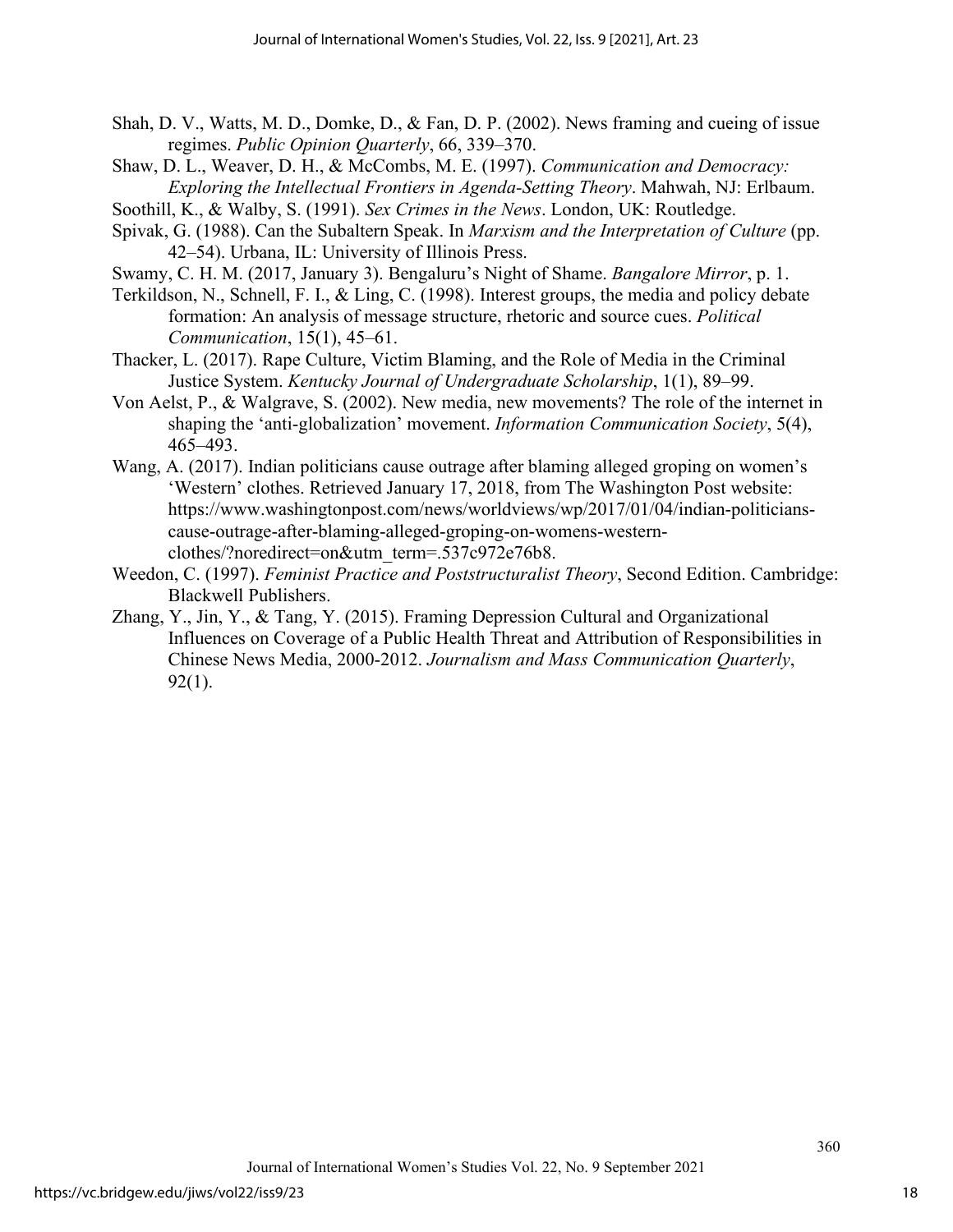Shah, D. V., Watts, M. D., Domke, D., & Fan, D. P. (2002). News framing and cueing of issue regimes. *Public Opinion Quarterly*, 66, 339–370.

Shaw, D. L., Weaver, D. H., & McCombs, M. E. (1997). *Communication and Democracy: Exploring the Intellectual Frontiers in Agenda-Setting Theory*. Mahwah, NJ: Erlbaum.

Soothill, K., & Walby, S. (1991). *Sex Crimes in the News*. London, UK: Routledge.

Spivak, G. (1988). Can the Subaltern Speak. In *Marxism and the Interpretation of Culture* (pp. 42–54). Urbana, IL: University of Illinois Press.

Swamy, C. H. M. (2017, January 3). Bengaluru's Night of Shame. *Bangalore Mirror*, p. 1.

Terkildson, N., Schnell, F. I., & Ling, C. (1998). Interest groups, the media and policy debate formation: An analysis of message structure, rhetoric and source cues. *Political Communication*, 15(1), 45–61.

Thacker, L. (2017). Rape Culture, Victim Blaming, and the Role of Media in the Criminal Justice System. *Kentucky Journal of Undergraduate Scholarship*, 1(1), 89–99.

Von Aelst, P., & Walgrave, S. (2002). New media, new movements? The role of the internet in shaping the 'anti-globalization' movement. *Information Communication Society*, 5(4), 465–493.

Wang, A. (2017). Indian politicians cause outrage after blaming alleged groping on women's 'Western' clothes. Retrieved January 17, 2018, from The Washington Post website: https://www.washingtonpost.com/news/worldviews/wp/2017/01/04/indian-politicians-cause-outrage-after-blaming-alleged-groping-on-womens-western-clothes/?noredirect=on&utm_term=.537c972e76b8.

Weedon, C. (1997). *Feminist Practice and Poststructuralist Theory*, Second Edition. Cambridge: Blackwell Publishers.

Zhang, Y., Jin, Y., & Tang, Y. (2015). Framing Depression Cultural and Organizational Influences on Coverage of a Public Health Threat and Attribution of Responsibilities in Chinese News Media, 2000-2012. *Journalism and Mass Communication Quarterly*, 92(1).